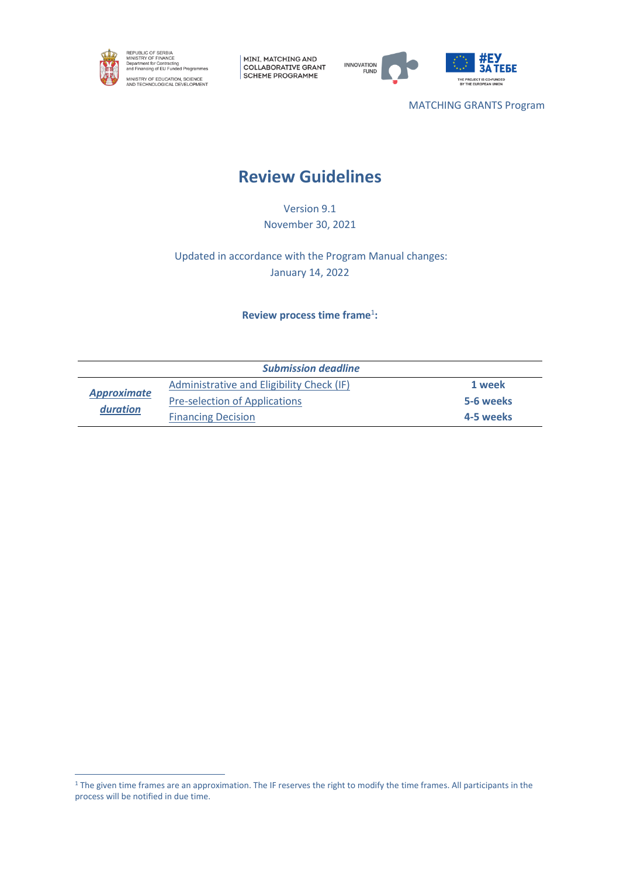MATCHING GRANTS Program

# Review Guidelines

Version 9.1
November 30, 2021

Updated in accordance with the Program Manual changes:
January 14, 2022

**Review process time frame[1]:**

| ***Submission deadline*** | | |
|---|---|---|
| ***Approximate duration*** | Administrative and Eligibility Check (IF) | **1 week** |
| | Pre-selection of Applications | **5-6 weeks** |
| | Financing Decision | **4-5 weeks** |

[1] The given time frames are an approximation. The IF reserves the right to modify the time frames. All participants in the process will be notified in due time.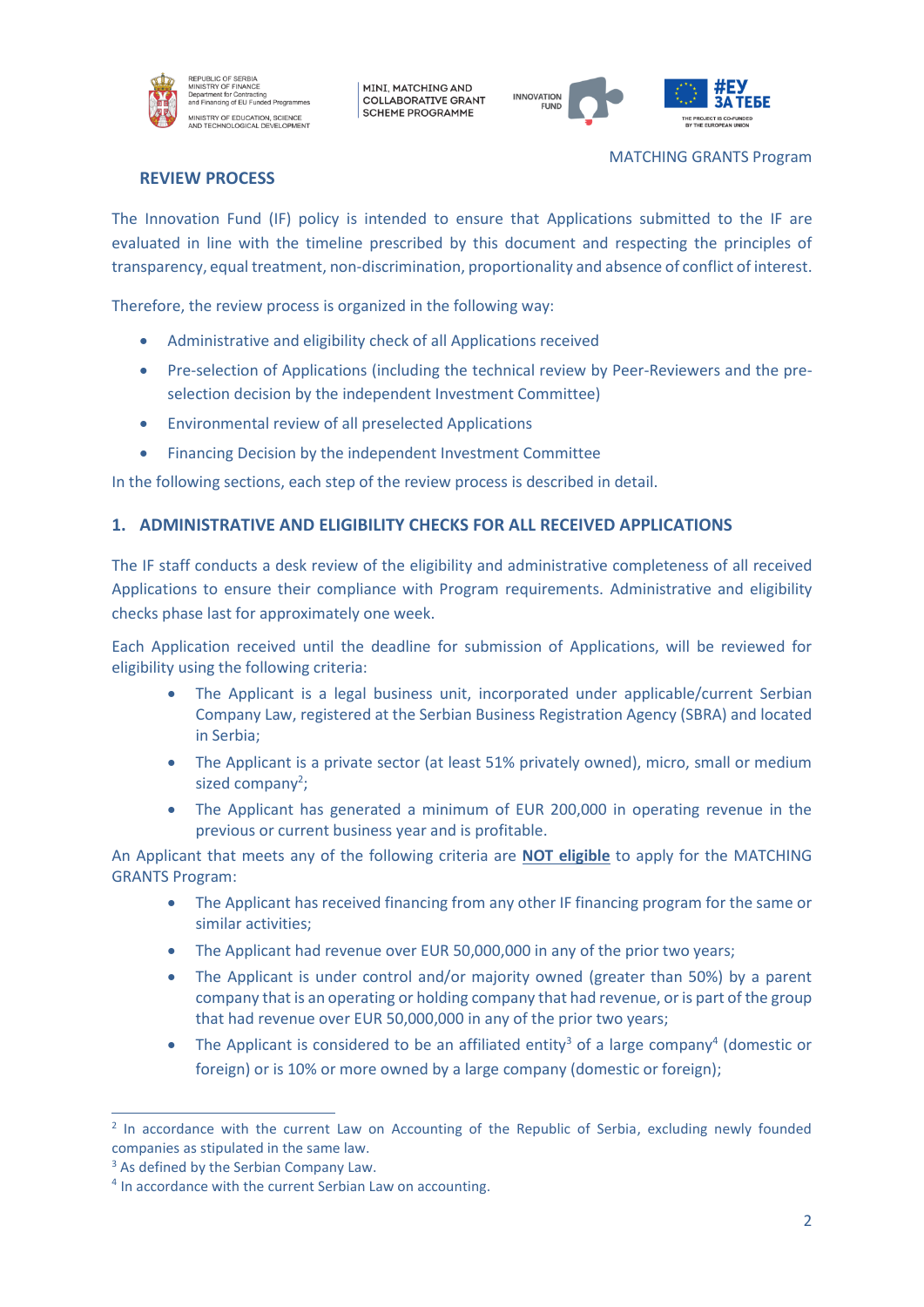MATCHING GRANTS Program

## REVIEW PROCESS

The Innovation Fund (IF) policy is intended to ensure that Applications submitted to the IF are evaluated in line with the timeline prescribed by this document and respecting the principles of transparency, equal treatment, non-discrimination, proportionality and absence of conflict of interest.

Therefore, the review process is organized in the following way:

- Administrative and eligibility check of all Applications received
- Pre-selection of Applications (including the technical review by Peer-Reviewers and the pre-selection decision by the independent Investment Committee)
- Environmental review of all preselected Applications
- Financing Decision by the independent Investment Committee

In the following sections, each step of the review process is described in detail.

## 1. ADMINISTRATIVE AND ELIGIBILITY CHECKS FOR ALL RECEIVED APPLICATIONS

The IF staff conducts a desk review of the eligibility and administrative completeness of all received Applications to ensure their compliance with Program requirements. Administrative and eligibility checks phase last for approximately one week.

Each Application received until the deadline for submission of Applications, will be reviewed for eligibility using the following criteria:

- The Applicant is a legal business unit, incorporated under applicable/current Serbian Company Law, registered at the Serbian Business Registration Agency (SBRA) and located in Serbia;
- The Applicant is a private sector (at least 51% privately owned), micro, small or medium sized company[2];
- The Applicant has generated a minimum of EUR 200,000 in operating revenue in the previous or current business year and is profitable.

An Applicant that meets any of the following criteria are **NOT eligible** to apply for the MATCHING GRANTS Program:

- The Applicant has received financing from any other IF financing program for the same or similar activities;
- The Applicant had revenue over EUR 50,000,000 in any of the prior two years;
- The Applicant is under control and/or majority owned (greater than 50%) by a parent company that is an operating or holding company that had revenue, or is part of the group that had revenue over EUR 50,000,000 in any of the prior two years;
- The Applicant is considered to be an affiliated entity[3] of a large company[4] (domestic or foreign) or is 10% or more owned by a large company (domestic or foreign);

---

[2] In accordance with the current Law on Accounting of the Republic of Serbia, excluding newly founded companies as stipulated in the same law.

[3] As defined by the Serbian Company Law.

[4] In accordance with the current Serbian Law on accounting.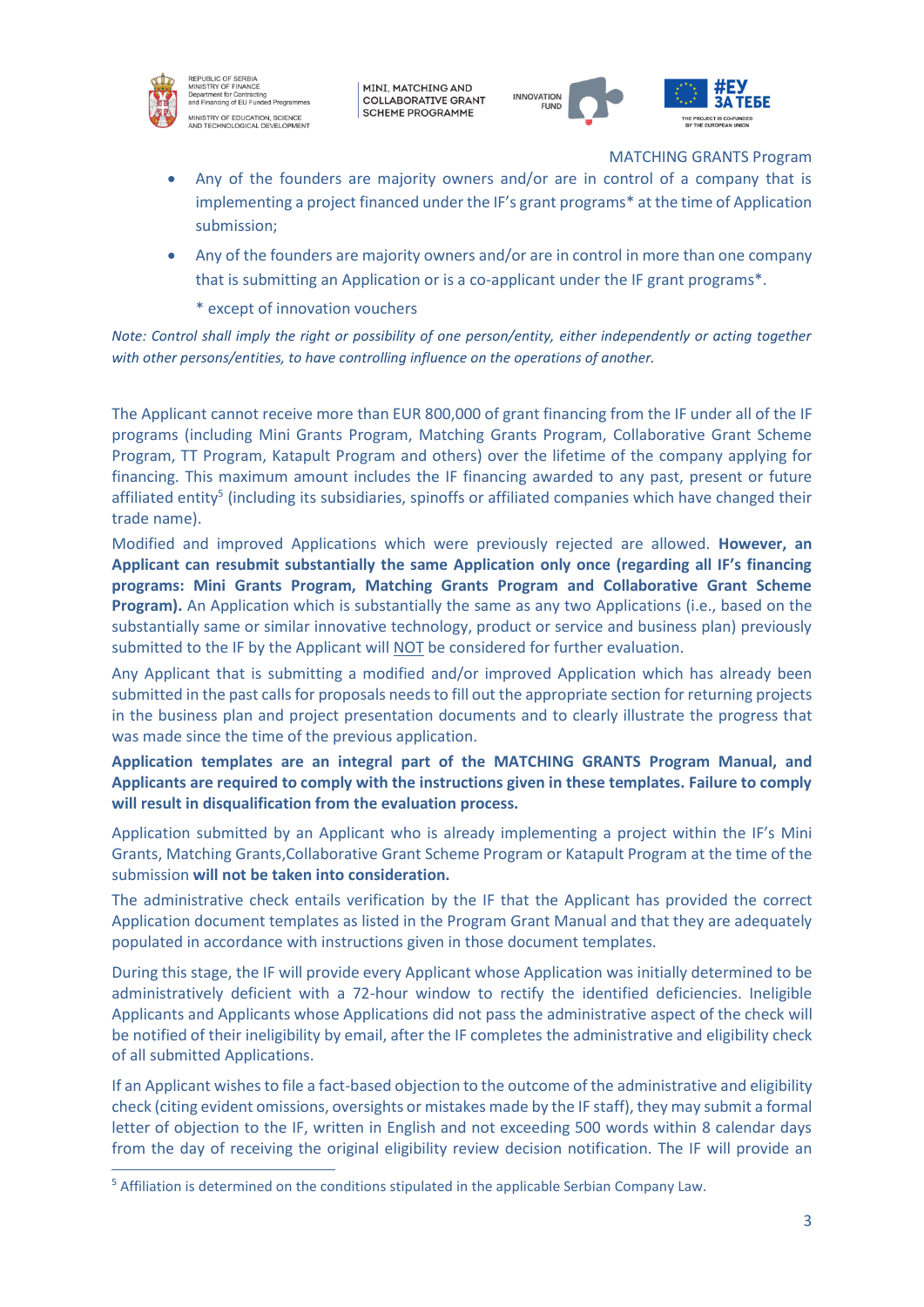- Any of the founders are majority owners and/or are in control of a company that is implementing a project financed under the IF's grant programs* at the time of Application submission;
- Any of the founders are majority owners and/or are in control in more than one company that is submitting an Application or is a co-applicant under the IF grant programs*.

  * except of innovation vouchers

*Note: Control shall imply the right or possibility of one person/entity, either independently or acting together with other persons/entities, to have controlling influence on the operations of another.*

The Applicant cannot receive more than EUR 800,000 of grant financing from the IF under all of the IF programs (including Mini Grants Program, Matching Grants Program, Collaborative Grant Scheme Program, TT Program, Katapult Program and others) over the lifetime of the company applying for financing. This maximum amount includes the IF financing awarded to any past, present or future affiliated entity[5] (including its subsidiaries, spinoffs or affiliated companies which have changed their trade name).

Modified and improved Applications which were previously rejected are allowed. **However, an Applicant can resubmit substantially the same Application only once (regarding all IF's financing programs: Mini Grants Program, Matching Grants Program and Collaborative Grant Scheme Program).** An Application which is substantially the same as any two Applications (i.e., based on the substantially same or similar innovative technology, product or service and business plan) previously submitted to the IF by the Applicant will NOT be considered for further evaluation.

Any Applicant that is submitting a modified and/or improved Application which has already been submitted in the past calls for proposals needs to fill out the appropriate section for returning projects in the business plan and project presentation documents and to clearly illustrate the progress that was made since the time of the previous application.

**Application templates are an integral part of the MATCHING GRANTS Program Manual, and Applicants are required to comply with the instructions given in these templates. Failure to comply will result in disqualification from the evaluation process.**

Application submitted by an Applicant who is already implementing a project within the IF's Mini Grants, Matching Grants,Collaborative Grant Scheme Program or Katapult Program at the time of the submission **will not be taken into consideration.**

The administrative check entails verification by the IF that the Applicant has provided the correct Application document templates as listed in the Program Grant Manual and that they are adequately populated in accordance with instructions given in those document templates.

During this stage, the IF will provide every Applicant whose Application was initially determined to be administratively deficient with a 72-hour window to rectify the identified deficiencies. Ineligible Applicants and Applicants whose Applications did not pass the administrative aspect of the check will be notified of their ineligibility by email, after the IF completes the administrative and eligibility check of all submitted Applications.

If an Applicant wishes to file a fact-based objection to the outcome of the administrative and eligibility check (citing evident omissions, oversights or mistakes made by the IF staff), they may submit a formal letter of objection to the IF, written in English and not exceeding 500 words within 8 calendar days from the day of receiving the original eligibility review decision notification. The IF will provide an

[5] Affiliation is determined on the conditions stipulated in the applicable Serbian Company Law.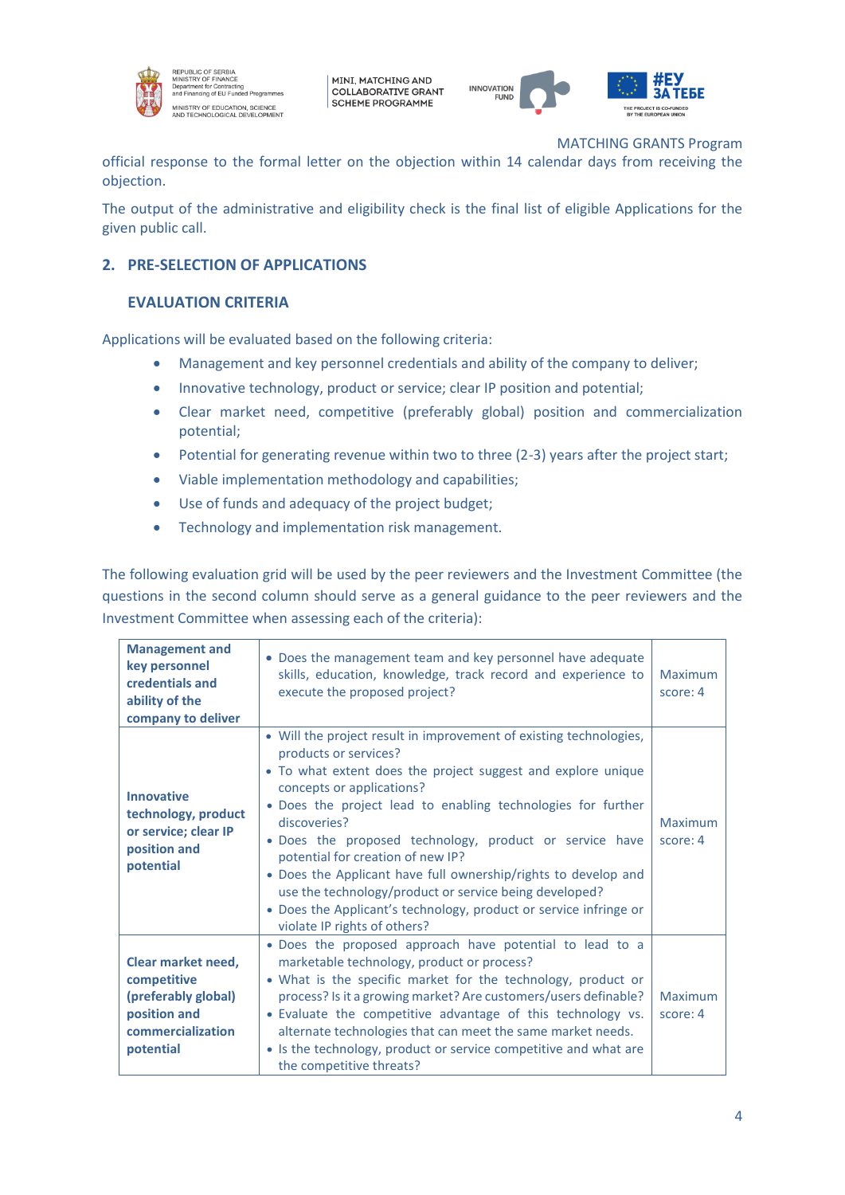official response to the formal letter on the objection within 14 calendar days from receiving the objection.

The output of the administrative and eligibility check is the final list of eligible Applications for the given public call.

## 2. PRE-SELECTION OF APPLICATIONS

### EVALUATION CRITERIA

Applications will be evaluated based on the following criteria:

- Management and key personnel credentials and ability of the company to deliver;
- Innovative technology, product or service; clear IP position and potential;
- Clear market need, competitive (preferably global) position and commercialization potential;
- Potential for generating revenue within two to three (2-3) years after the project start;
- Viable implementation methodology and capabilities;
- Use of funds and adequacy of the project budget;
- Technology and implementation risk management.

The following evaluation grid will be used by the peer reviewers and the Investment Committee (the questions in the second column should serve as a general guidance to the peer reviewers and the Investment Committee when assessing each of the criteria):

| | | |
|---|---|---|
| **Management and key personnel credentials and ability of the company to deliver** | • Does the management team and key personnel have adequate skills, education, knowledge, track record and experience to execute the proposed project? | Maximum score: 4 |
| **Innovative technology, product or service; clear IP position and potential** | • Will the project result in improvement of existing technologies, products or services?<br>• To what extent does the project suggest and explore unique concepts or applications?<br>• Does the project lead to enabling technologies for further discoveries?<br>• Does the proposed technology, product or service have potential for creation of new IP?<br>• Does the Applicant have full ownership/rights to develop and use the technology/product or service being developed?<br>• Does the Applicant's technology, product or service infringe or violate IP rights of others? | Maximum score: 4 |
| **Clear market need, competitive (preferably global) position and commercialization potential** | • Does the proposed approach have potential to lead to a marketable technology, product or process?<br>• What is the specific market for the technology, product or process? Is it a growing market? Are customers/users definable?<br>• Evaluate the competitive advantage of this technology vs. alternate technologies that can meet the same market needs.<br>• Is the technology, product or service competitive and what are the competitive threats? | Maximum score: 4 |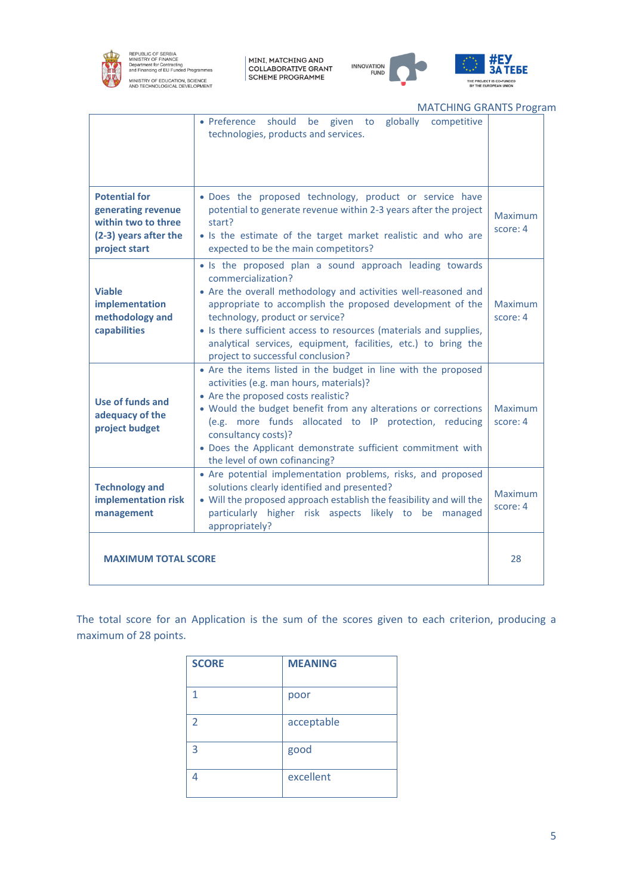| | | |
|---|---|---|
| | • Preference should be given to globally competitive technologies, products and services. | |
| **Potential for generating revenue within two to three (2-3) years after the project start** | • Does the proposed technology, product or service have potential to generate revenue within 2-3 years after the project start?<br>• Is the estimate of the target market realistic and who are expected to be the main competitors? | Maximum score: 4 |
| **Viable implementation methodology and capabilities** | • Is the proposed plan a sound approach leading towards commercialization?<br>• Are the overall methodology and activities well-reasoned and appropriate to accomplish the proposed development of the technology, product or service?<br>• Is there sufficient access to resources (materials and supplies, analytical services, equipment, facilities, etc.) to bring the project to successful conclusion? | Maximum score: 4 |
| **Use of funds and adequacy of the project budget** | • Are the items listed in the budget in line with the proposed activities (e.g. man hours, materials)?<br>• Are the proposed costs realistic?<br>• Would the budget benefit from any alterations or corrections (e.g. more funds allocated to IP protection, reducing consultancy costs)?<br>• Does the Applicant demonstrate sufficient commitment with the level of own cofinancing? | Maximum score: 4 |
| **Technology and implementation risk management** | • Are potential implementation problems, risks, and proposed solutions clearly identified and presented?<br>• Will the proposed approach establish the feasibility and will the particularly higher risk aspects likely to be managed appropriately? | Maximum score: 4 |
| **MAXIMUM TOTAL SCORE** | | 28 |

The total score for an Application is the sum of the scores given to each criterion, producing a maximum of 28 points.

| SCORE | MEANING |
|---|---|
| 1 | poor |
| 2 | acceptable |
| 3 | good |
| 4 | excellent |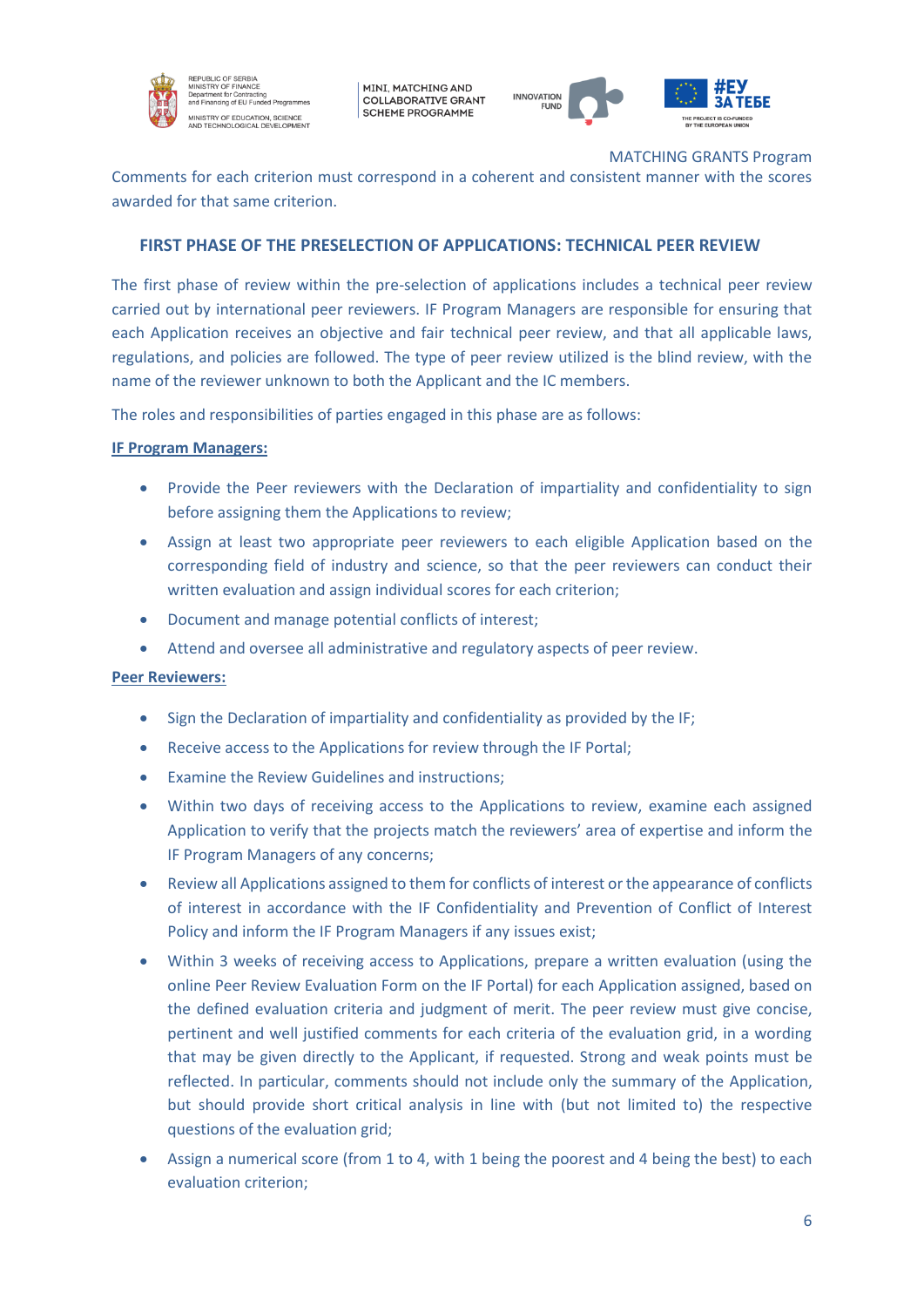Comments for each criterion must correspond in a coherent and consistent manner with the scores awarded for that same criterion.

## FIRST PHASE OF THE PRESELECTION OF APPLICATIONS: TECHNICAL PEER REVIEW

The first phase of review within the pre-selection of applications includes a technical peer review carried out by international peer reviewers. IF Program Managers are responsible for ensuring that each Application receives an objective and fair technical peer review, and that all applicable laws, regulations, and policies are followed. The type of peer review utilized is the blind review, with the name of the reviewer unknown to both the Applicant and the IC members.

The roles and responsibilities of parties engaged in this phase are as follows:

**IF Program Managers:**

- Provide the Peer reviewers with the Declaration of impartiality and confidentiality to sign before assigning them the Applications to review;
- Assign at least two appropriate peer reviewers to each eligible Application based on the corresponding field of industry and science, so that the peer reviewers can conduct their written evaluation and assign individual scores for each criterion;
- Document and manage potential conflicts of interest;
- Attend and oversee all administrative and regulatory aspects of peer review.

**Peer Reviewers:**

- Sign the Declaration of impartiality and confidentiality as provided by the IF;
- Receive access to the Applications for review through the IF Portal;
- Examine the Review Guidelines and instructions;
- Within two days of receiving access to the Applications to review, examine each assigned Application to verify that the projects match the reviewers' area of expertise and inform the IF Program Managers of any concerns;
- Review all Applications assigned to them for conflicts of interest or the appearance of conflicts of interest in accordance with the IF Confidentiality and Prevention of Conflict of Interest Policy and inform the IF Program Managers if any issues exist;
- Within 3 weeks of receiving access to Applications, prepare a written evaluation (using the online Peer Review Evaluation Form on the IF Portal) for each Application assigned, based on the defined evaluation criteria and judgment of merit. The peer review must give concise, pertinent and well justified comments for each criteria of the evaluation grid, in a wording that may be given directly to the Applicant, if requested. Strong and weak points must be reflected. In particular, comments should not include only the summary of the Application, but should provide short critical analysis in line with (but not limited to) the respective questions of the evaluation grid;
- Assign a numerical score (from 1 to 4, with 1 being the poorest and 4 being the best) to each evaluation criterion;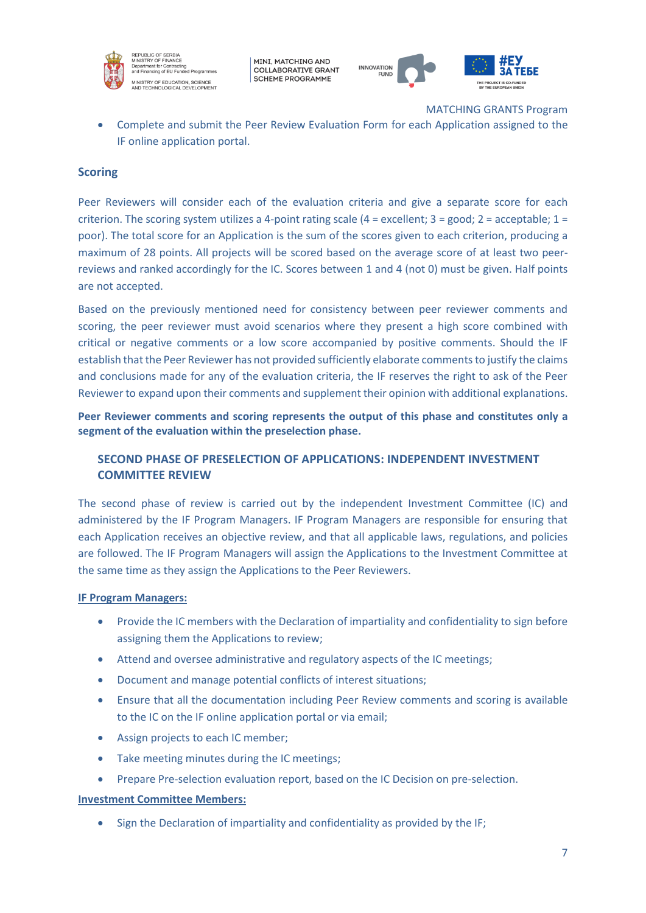- Complete and submit the Peer Review Evaluation Form for each Application assigned to the IF online application portal.

### Scoring

Peer Reviewers will consider each of the evaluation criteria and give a separate score for each criterion. The scoring system utilizes a 4-point rating scale (4 = excellent; 3 = good; 2 = acceptable; 1 = poor). The total score for an Application is the sum of the scores given to each criterion, producing a maximum of 28 points. All projects will be scored based on the average score of at least two peer-reviews and ranked accordingly for the IC. Scores between 1 and 4 (not 0) must be given. Half points are not accepted.

Based on the previously mentioned need for consistency between peer reviewer comments and scoring, the peer reviewer must avoid scenarios where they present a high score combined with critical or negative comments or a low score accompanied by positive comments. Should the IF establish that the Peer Reviewer has not provided sufficiently elaborate comments to justify the claims and conclusions made for any of the evaluation criteria, the IF reserves the right to ask of the Peer Reviewer to expand upon their comments and supplement their opinion with additional explanations.

**Peer Reviewer comments and scoring represents the output of this phase and constitutes only a segment of the evaluation within the preselection phase.**

## SECOND PHASE OF PRESELECTION OF APPLICATIONS: INDEPENDENT INVESTMENT COMMITTEE REVIEW

The second phase of review is carried out by the independent Investment Committee (IC) and administered by the IF Program Managers. IF Program Managers are responsible for ensuring that each Application receives an objective review, and that all applicable laws, regulations, and policies are followed. The IF Program Managers will assign the Applications to the Investment Committee at the same time as they assign the Applications to the Peer Reviewers.

**IF Program Managers:**

- Provide the IC members with the Declaration of impartiality and confidentiality to sign before assigning them the Applications to review;
- Attend and oversee administrative and regulatory aspects of the IC meetings;
- Document and manage potential conflicts of interest situations;
- Ensure that all the documentation including Peer Review comments and scoring is available to the IC on the IF online application portal or via email;
- Assign projects to each IC member;
- Take meeting minutes during the IC meetings;
- Prepare Pre-selection evaluation report, based on the IC Decision on pre-selection.

**Investment Committee Members:**

- Sign the Declaration of impartiality and confidentiality as provided by the IF;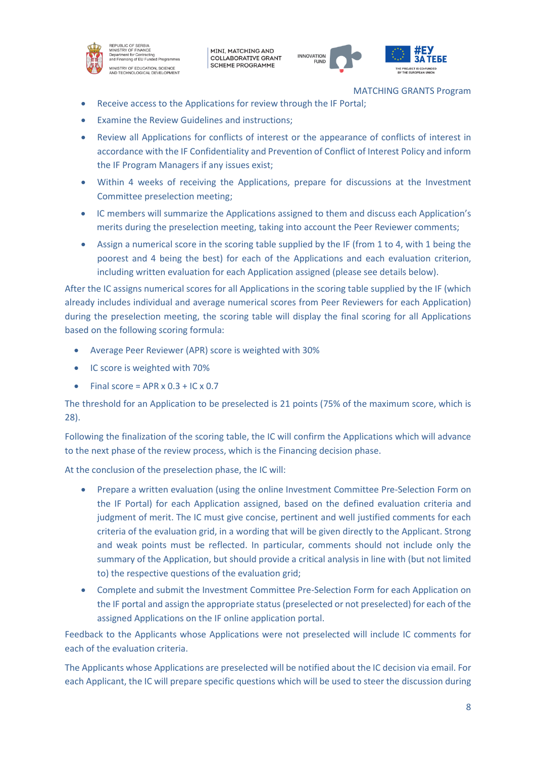- Receive access to the Applications for review through the IF Portal;
- Examine the Review Guidelines and instructions;
- Review all Applications for conflicts of interest or the appearance of conflicts of interest in accordance with the IF Confidentiality and Prevention of Conflict of Interest Policy and inform the IF Program Managers if any issues exist;
- Within 4 weeks of receiving the Applications, prepare for discussions at the Investment Committee preselection meeting;
- IC members will summarize the Applications assigned to them and discuss each Application's merits during the preselection meeting, taking into account the Peer Reviewer comments;
- Assign a numerical score in the scoring table supplied by the IF (from 1 to 4, with 1 being the poorest and 4 being the best) for each of the Applications and each evaluation criterion, including written evaluation for each Application assigned (please see details below).

After the IC assigns numerical scores for all Applications in the scoring table supplied by the IF (which already includes individual and average numerical scores from Peer Reviewers for each Application) during the preselection meeting, the scoring table will display the final scoring for all Applications based on the following scoring formula:

- Average Peer Reviewer (APR) score is weighted with 30%
- IC score is weighted with 70%
- Final score = APR x 0.3 + IC x 0.7

The threshold for an Application to be preselected is 21 points (75% of the maximum score, which is 28).

Following the finalization of the scoring table, the IC will confirm the Applications which will advance to the next phase of the review process, which is the Financing decision phase.

At the conclusion of the preselection phase, the IC will:

- Prepare a written evaluation (using the online Investment Committee Pre-Selection Form on the IF Portal) for each Application assigned, based on the defined evaluation criteria and judgment of merit. The IC must give concise, pertinent and well justified comments for each criteria of the evaluation grid, in a wording that will be given directly to the Applicant. Strong and weak points must be reflected. In particular, comments should not include only the summary of the Application, but should provide a critical analysis in line with (but not limited to) the respective questions of the evaluation grid;
- Complete and submit the Investment Committee Pre-Selection Form for each Application on the IF portal and assign the appropriate status (preselected or not preselected) for each of the assigned Applications on the IF online application portal.

Feedback to the Applicants whose Applications were not preselected will include IC comments for each of the evaluation criteria.

The Applicants whose Applications are preselected will be notified about the IC decision via email. For each Applicant, the IC will prepare specific questions which will be used to steer the discussion during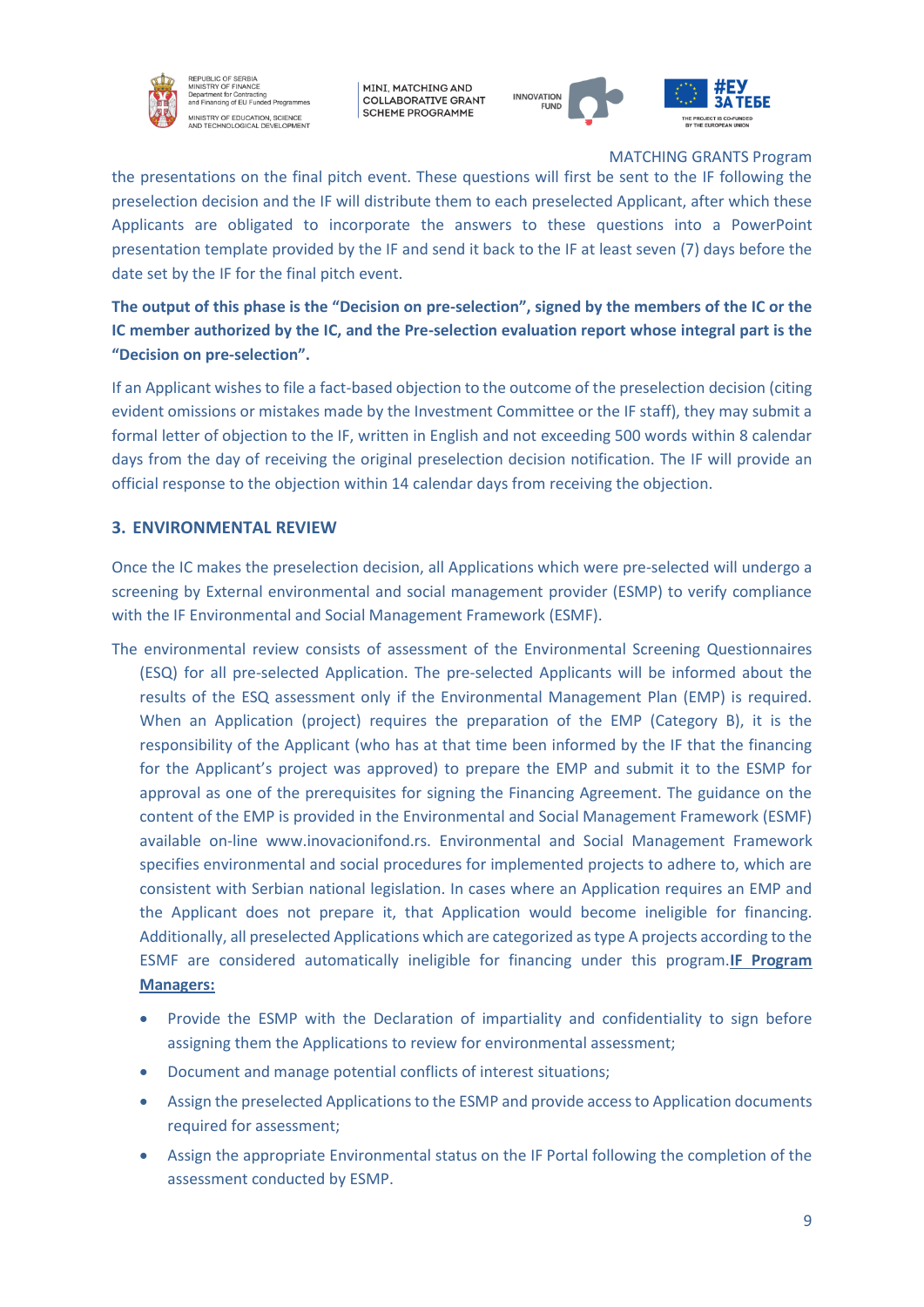the presentations on the final pitch event. These questions will first be sent to the IF following the preselection decision and the IF will distribute them to each preselected Applicant, after which these Applicants are obligated to incorporate the answers to these questions into a PowerPoint presentation template provided by the IF and send it back to the IF at least seven (7) days before the date set by the IF for the final pitch event.

**The output of this phase is the "Decision on pre-selection", signed by the members of the IC or the IC member authorized by the IC, and the Pre-selection evaluation report whose integral part is the "Decision on pre-selection".**

If an Applicant wishes to file a fact-based objection to the outcome of the preselection decision (citing evident omissions or mistakes made by the Investment Committee or the IF staff), they may submit a formal letter of objection to the IF, written in English and not exceeding 500 words within 8 calendar days from the day of receiving the original preselection decision notification. The IF will provide an official response to the objection within 14 calendar days from receiving the objection.

## 3. ENVIRONMENTAL REVIEW

Once the IC makes the preselection decision, all Applications which were pre-selected will undergo a screening by External environmental and social management provider (ESMP) to verify compliance with the IF Environmental and Social Management Framework (ESMF).

The environmental review consists of assessment of the Environmental Screening Questionnaires (ESQ) for all pre-selected Application. The pre-selected Applicants will be informed about the results of the ESQ assessment only if the Environmental Management Plan (EMP) is required. When an Application (project) requires the preparation of the EMP (Category B), it is the responsibility of the Applicant (who has at that time been informed by the IF that the financing for the Applicant's project was approved) to prepare the EMP and submit it to the ESMP for approval as one of the prerequisites for signing the Financing Agreement. The guidance on the content of the EMP is provided in the Environmental and Social Management Framework (ESMF) available on-line www.inovacionifond.rs. Environmental and Social Management Framework specifies environmental and social procedures for implemented projects to adhere to, which are consistent with Serbian national legislation. In cases where an Application requires an EMP and the Applicant does not prepare it, that Application would become ineligible for financing. Additionally, all preselected Applications which are categorized as type A projects according to the ESMF are considered automatically ineligible for financing under this program.**IF Program Managers:**

- Provide the ESMP with the Declaration of impartiality and confidentiality to sign before assigning them the Applications to review for environmental assessment;
- Document and manage potential conflicts of interest situations;
- Assign the preselected Applications to the ESMP and provide access to Application documents required for assessment;
- Assign the appropriate Environmental status on the IF Portal following the completion of the assessment conducted by ESMP.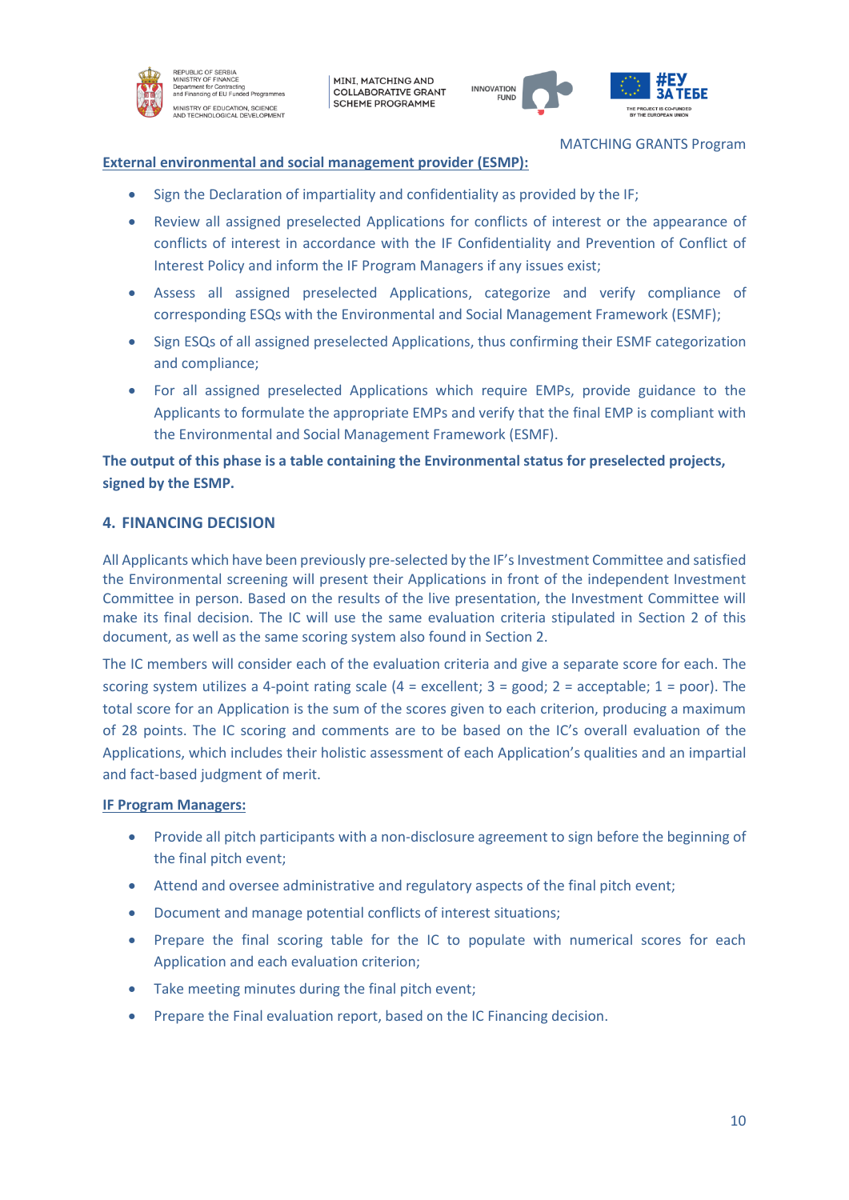**External environmental and social management provider (ESMP):**

- Sign the Declaration of impartiality and confidentiality as provided by the IF;
- Review all assigned preselected Applications for conflicts of interest or the appearance of conflicts of interest in accordance with the IF Confidentiality and Prevention of Conflict of Interest Policy and inform the IF Program Managers if any issues exist;
- Assess all assigned preselected Applications, categorize and verify compliance of corresponding ESQs with the Environmental and Social Management Framework (ESMF);
- Sign ESQs of all assigned preselected Applications, thus confirming their ESMF categorization and compliance;
- For all assigned preselected Applications which require EMPs, provide guidance to the Applicants to formulate the appropriate EMPs and verify that the final EMP is compliant with the Environmental and Social Management Framework (ESMF).

**The output of this phase is a table containing the Environmental status for preselected projects, signed by the ESMP.**

## 4. FINANCING DECISION

All Applicants which have been previously pre-selected by the IF's Investment Committee and satisfied the Environmental screening will present their Applications in front of the independent Investment Committee in person. Based on the results of the live presentation, the Investment Committee will make its final decision. The IC will use the same evaluation criteria stipulated in Section 2 of this document, as well as the same scoring system also found in Section 2.

The IC members will consider each of the evaluation criteria and give a separate score for each. The scoring system utilizes a 4-point rating scale (4 = excellent; 3 = good; 2 = acceptable; 1 = poor). The total score for an Application is the sum of the scores given to each criterion, producing a maximum of 28 points. The IC scoring and comments are to be based on the IC's overall evaluation of the Applications, which includes their holistic assessment of each Application's qualities and an impartial and fact-based judgment of merit.

**IF Program Managers:**

- Provide all pitch participants with a non-disclosure agreement to sign before the beginning of the final pitch event;
- Attend and oversee administrative and regulatory aspects of the final pitch event;
- Document and manage potential conflicts of interest situations;
- Prepare the final scoring table for the IC to populate with numerical scores for each Application and each evaluation criterion;
- Take meeting minutes during the final pitch event;
- Prepare the Final evaluation report, based on the IC Financing decision.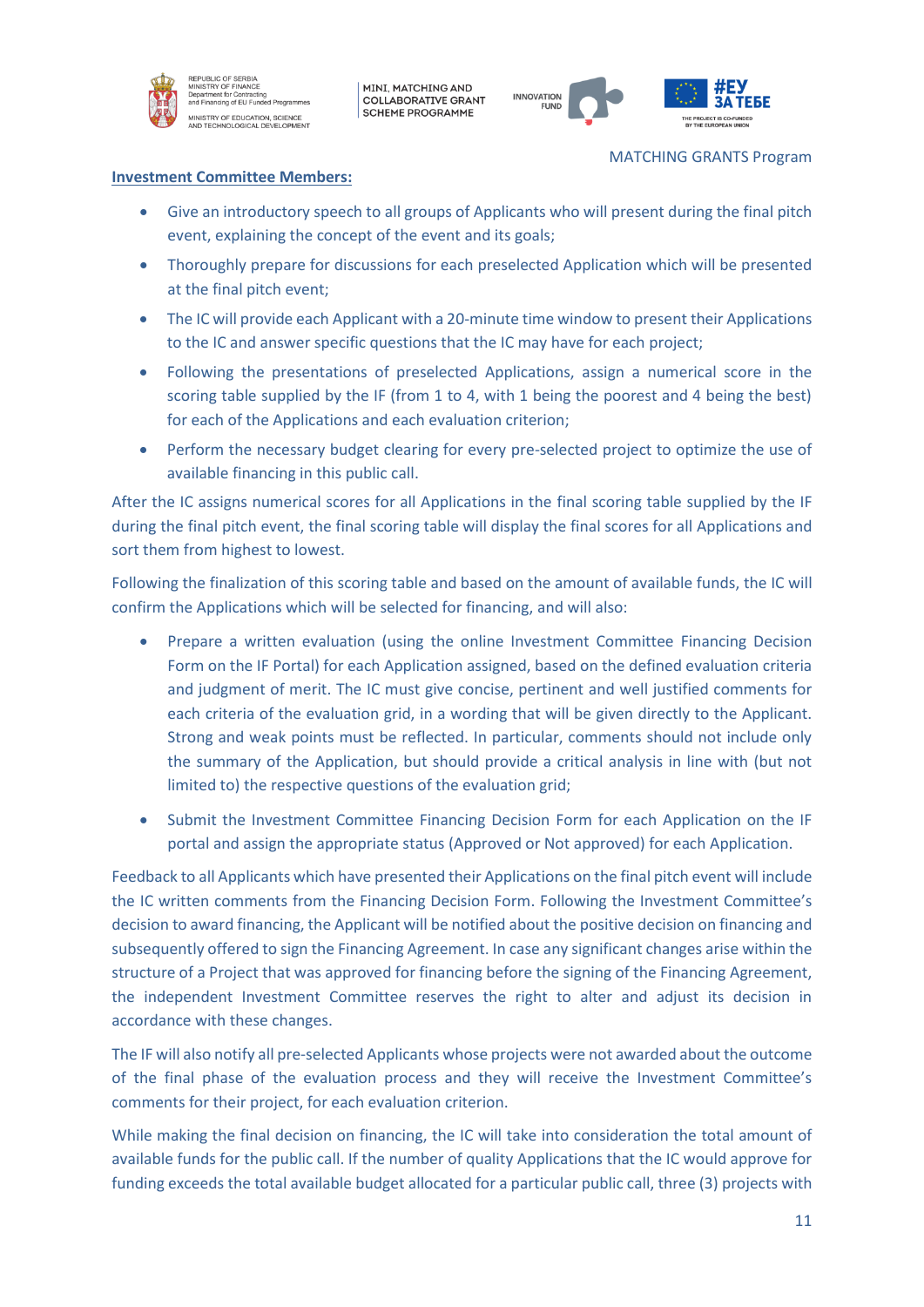**Investment Committee Members:**

- Give an introductory speech to all groups of Applicants who will present during the final pitch event, explaining the concept of the event and its goals;
- Thoroughly prepare for discussions for each preselected Application which will be presented at the final pitch event;
- The IC will provide each Applicant with a 20-minute time window to present their Applications to the IC and answer specific questions that the IC may have for each project;
- Following the presentations of preselected Applications, assign a numerical score in the scoring table supplied by the IF (from 1 to 4, with 1 being the poorest and 4 being the best) for each of the Applications and each evaluation criterion;
- Perform the necessary budget clearing for every pre-selected project to optimize the use of available financing in this public call.

After the IC assigns numerical scores for all Applications in the final scoring table supplied by the IF during the final pitch event, the final scoring table will display the final scores for all Applications and sort them from highest to lowest.

Following the finalization of this scoring table and based on the amount of available funds, the IC will confirm the Applications which will be selected for financing, and will also:

- Prepare a written evaluation (using the online Investment Committee Financing Decision Form on the IF Portal) for each Application assigned, based on the defined evaluation criteria and judgment of merit. The IC must give concise, pertinent and well justified comments for each criteria of the evaluation grid, in a wording that will be given directly to the Applicant. Strong and weak points must be reflected. In particular, comments should not include only the summary of the Application, but should provide a critical analysis in line with (but not limited to) the respective questions of the evaluation grid;
- Submit the Investment Committee Financing Decision Form for each Application on the IF portal and assign the appropriate status (Approved or Not approved) for each Application.

Feedback to all Applicants which have presented their Applications on the final pitch event will include the IC written comments from the Financing Decision Form. Following the Investment Committee's decision to award financing, the Applicant will be notified about the positive decision on financing and subsequently offered to sign the Financing Agreement. In case any significant changes arise within the structure of a Project that was approved for financing before the signing of the Financing Agreement, the independent Investment Committee reserves the right to alter and adjust its decision in accordance with these changes.

The IF will also notify all pre-selected Applicants whose projects were not awarded about the outcome of the final phase of the evaluation process and they will receive the Investment Committee's comments for their project, for each evaluation criterion.

While making the final decision on financing, the IC will take into consideration the total amount of available funds for the public call. If the number of quality Applications that the IC would approve for funding exceeds the total available budget allocated for a particular public call, three (3) projects with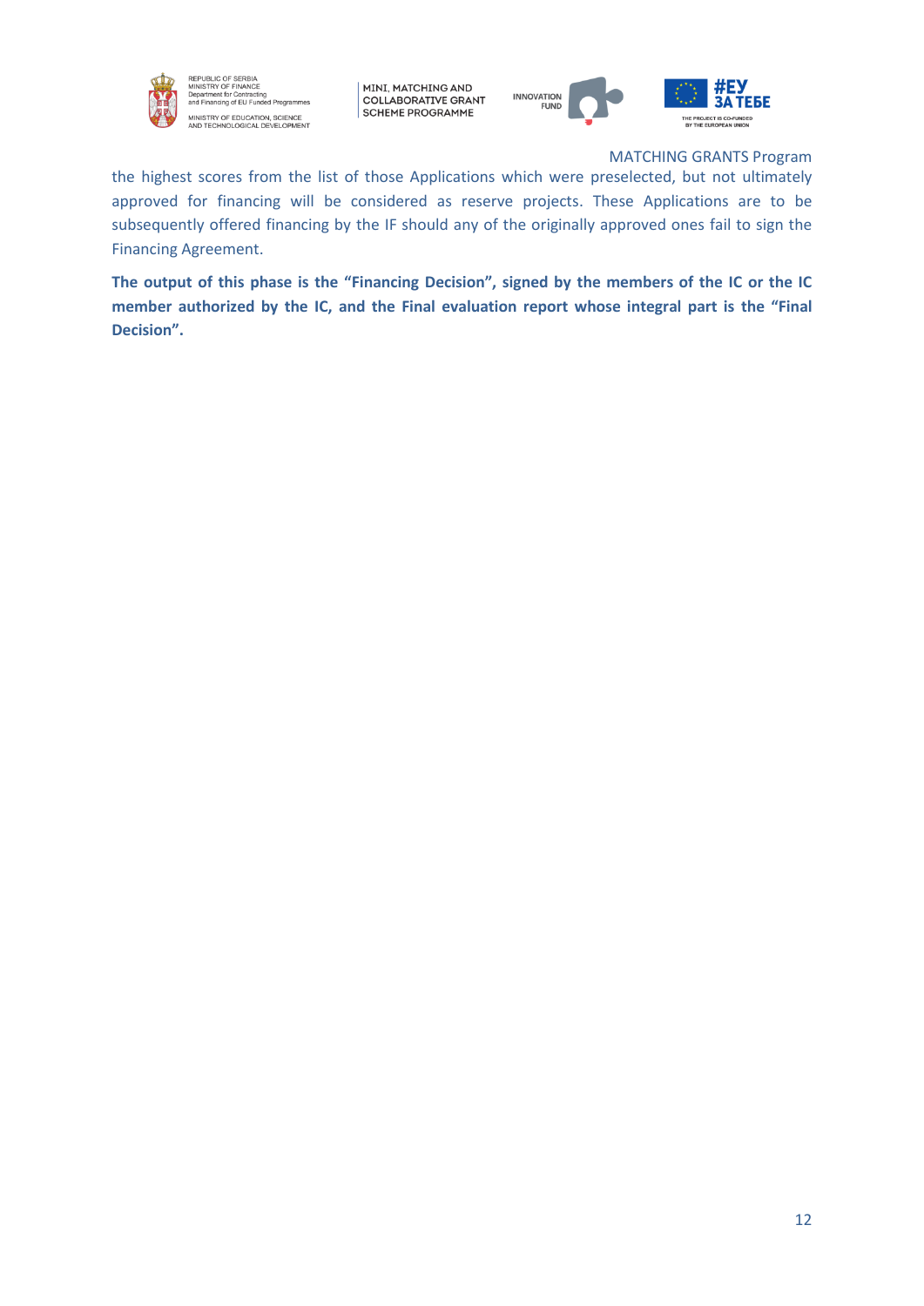the highest scores from the list of those Applications which were preselected, but not ultimately approved for financing will be considered as reserve projects. These Applications are to be subsequently offered financing by the IF should any of the originally approved ones fail to sign the Financing Agreement.

**The output of this phase is the "Financing Decision", signed by the members of the IC or the IC member authorized by the IC, and the Final evaluation report whose integral part is the "Final Decision".**